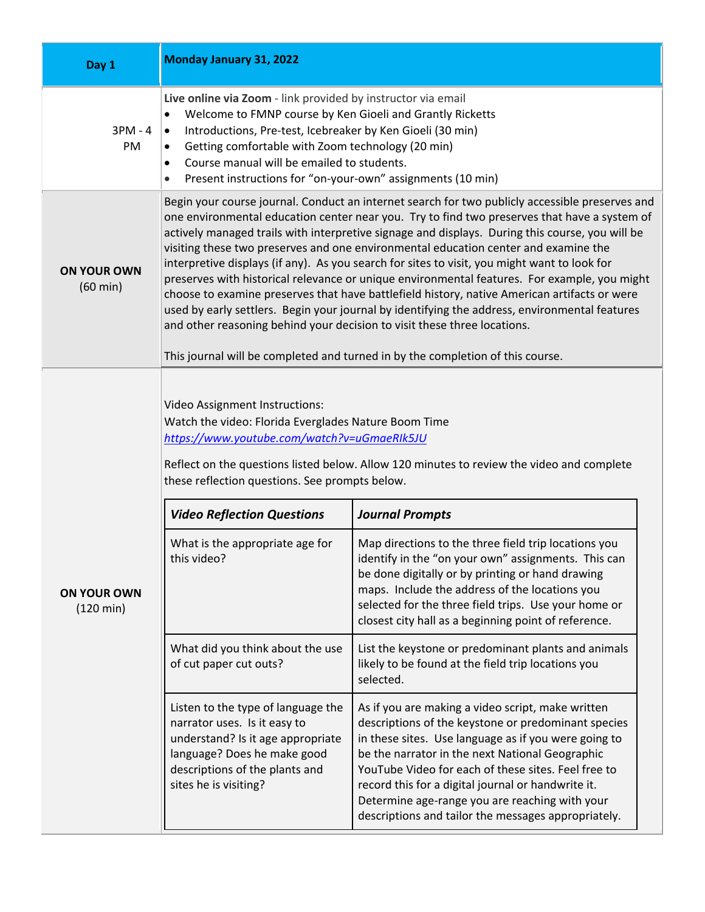| Day 1 | Monday January 31, 2022 |
|---|---|
| 3PM - 4 PM | **Live online via Zoom** - link provided by instructor via email<br>• Welcome to FMNP course by Ken Gioeli and Grantly Ricketts<br>• Introductions, Pre-test, Icebreaker by Ken Gioeli (30 min)<br>• Getting comfortable with Zoom technology (20 min)<br>• Course manual will be emailed to students.<br>• Present instructions for "on-your-own" assignments (10 min) |
| **ON YOUR OWN** (60 min) | Begin your course journal. Conduct an internet search for two publicly accessible preserves and one environmental education center near you. Try to find two preserves that have a system of actively managed trails with interpretive signage and displays. During this course, you will be visiting these two preserves and one environmental education center and examine the interpretive displays (if any). As you search for sites to visit, you might want to look for preserves with historical relevance or unique environmental features. For example, you might choose to examine preserves that have battlefield history, native American artifacts or were used by early settlers. Begin your journal by identifying the address, environmental features and other reasoning behind your decision to visit these three locations.<br><br>This journal will be completed and turned in by the completion of this course. |
| **ON YOUR OWN** (120 min) | Video Assignment Instructions:<br>Watch the video: Florida Everglades Nature Boom Time<br>*https://www.youtube.com/watch?v=uGmaeRIk5JU*<br><br>Reflect on the questions listed below. Allow 120 minutes to review the video and complete these reflection questions. See prompts below. |

| ***Video Reflection Questions*** | ***Journal Prompts*** |
|---|---|
| What is the appropriate age for this video? | Map directions to the three field trip locations you identify in the "on your own" assignments. This can be done digitally or by printing or hand drawing maps. Include the address of the locations you selected for the three field trips. Use your home or closest city hall as a beginning point of reference. |
| What did you think about the use of cut paper cut outs? | List the keystone or predominant plants and animals likely to be found at the field trip locations you selected. |
| Listen to the type of language the narrator uses. Is it easy to understand? Is it age appropriate language? Does he make good descriptions of the plants and sites he is visiting? | As if you are making a video script, make written descriptions of the keystone or predominant species in these sites. Use language as if you were going to be the narrator in the next National Geographic YouTube Video for each of these sites. Feel free to record this for a digital journal or handwrite it. Determine age-range you are reaching with your descriptions and tailor the messages appropriately. |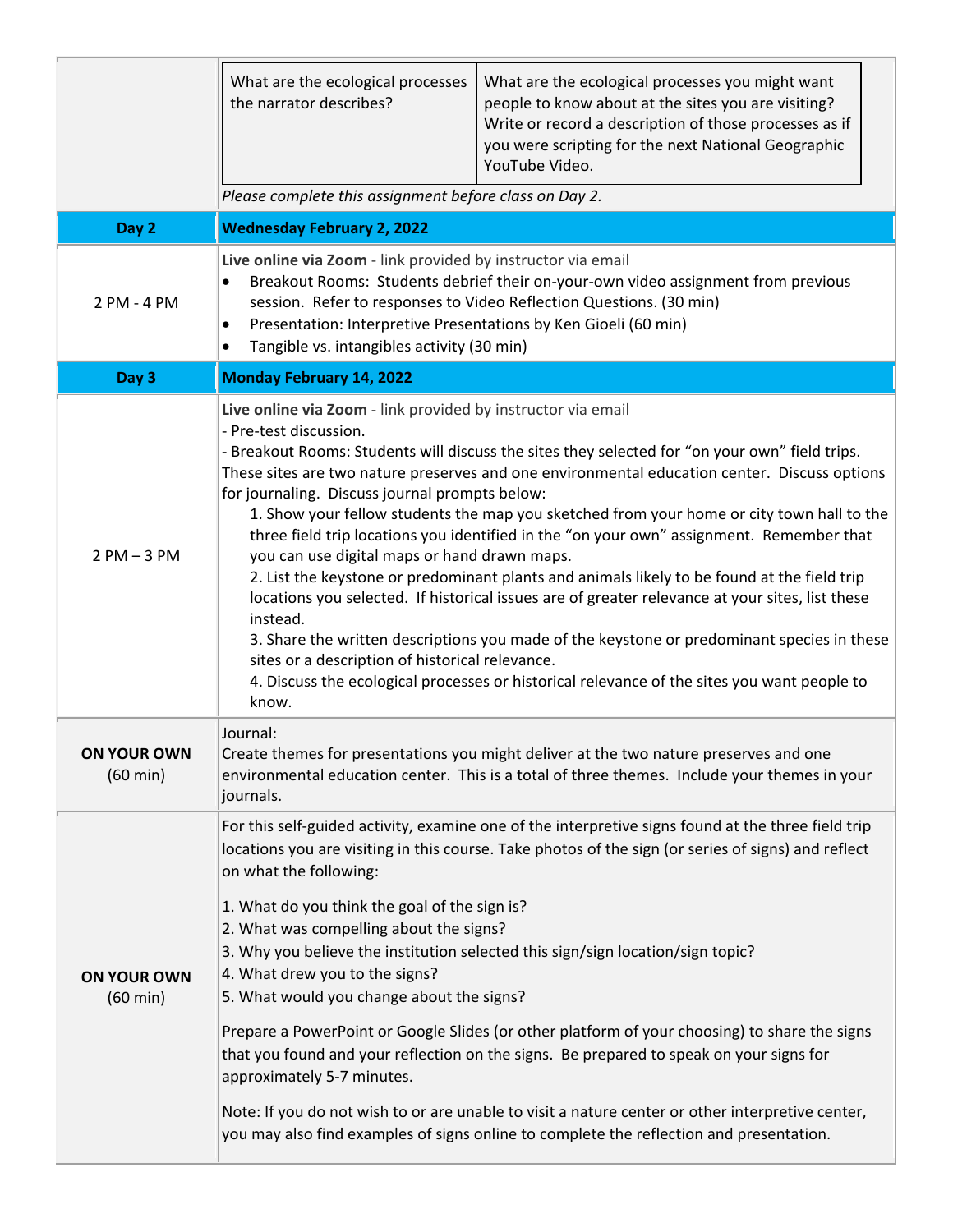| | |
|---|---|
| | What are the ecological processes the narrator describes? \| What are the ecological processes you might want people to know about at the sites you are visiting? Write or record a description of those processes as if you were scripting for the next National Geographic YouTube Video.<br>*Please complete this assignment before class on Day 2.* |
| **Day 2** | **Wednesday February 2, 2022** |
| 2 PM - 4 PM | **Live online via Zoom** - link provided by instructor via email<br>• Breakout Rooms: Students debrief their on-your-own video assignment from previous session. Refer to responses to Video Reflection Questions. (30 min)<br>• Presentation: Interpretive Presentations by Ken Gioeli (60 min)<br>• Tangible vs. intangibles activity (30 min) |
| **Day 3** | **Monday February 14, 2022** |
| 2 PM – 3 PM | **Live online via Zoom** - link provided by instructor via email<br>- Pre-test discussion.<br>- Breakout Rooms: Students will discuss the sites they selected for "on your own" field trips. These sites are two nature preserves and one environmental education center. Discuss options for journaling. Discuss journal prompts below:<br>1. Show your fellow students the map you sketched from your home or city town hall to the three field trip locations you identified in the "on your own" assignment. Remember that you can use digital maps or hand drawn maps.<br>2. List the keystone or predominant plants and animals likely to be found at the field trip locations you selected. If historical issues are of greater relevance at your sites, list these instead.<br>3. Share the written descriptions you made of the keystone or predominant species in these sites or a description of historical relevance.<br>4. Discuss the ecological processes or historical relevance of the sites you want people to know. |
| **ON YOUR OWN** (60 min) | Journal:<br>Create themes for presentations you might deliver at the two nature preserves and one environmental education center. This is a total of three themes. Include your themes in your journals. |
| **ON YOUR OWN** (60 min) | For this self-guided activity, examine one of the interpretive signs found at the three field trip locations you are visiting in this course. Take photos of the sign (or series of signs) and reflect on what the following:<br>1. What do you think the goal of the sign is?<br>2. What was compelling about the signs?<br>3. Why you believe the institution selected this sign/sign location/sign topic?<br>4. What drew you to the signs?<br>5. What would you change about the signs?<br>Prepare a PowerPoint or Google Slides (or other platform of your choosing) to share the signs that you found and your reflection on the signs. Be prepared to speak on your signs for approximately 5-7 minutes.<br>Note: If you do not wish to or are unable to visit a nature center or other interpretive center, you may also find examples of signs online to complete the reflection and presentation. |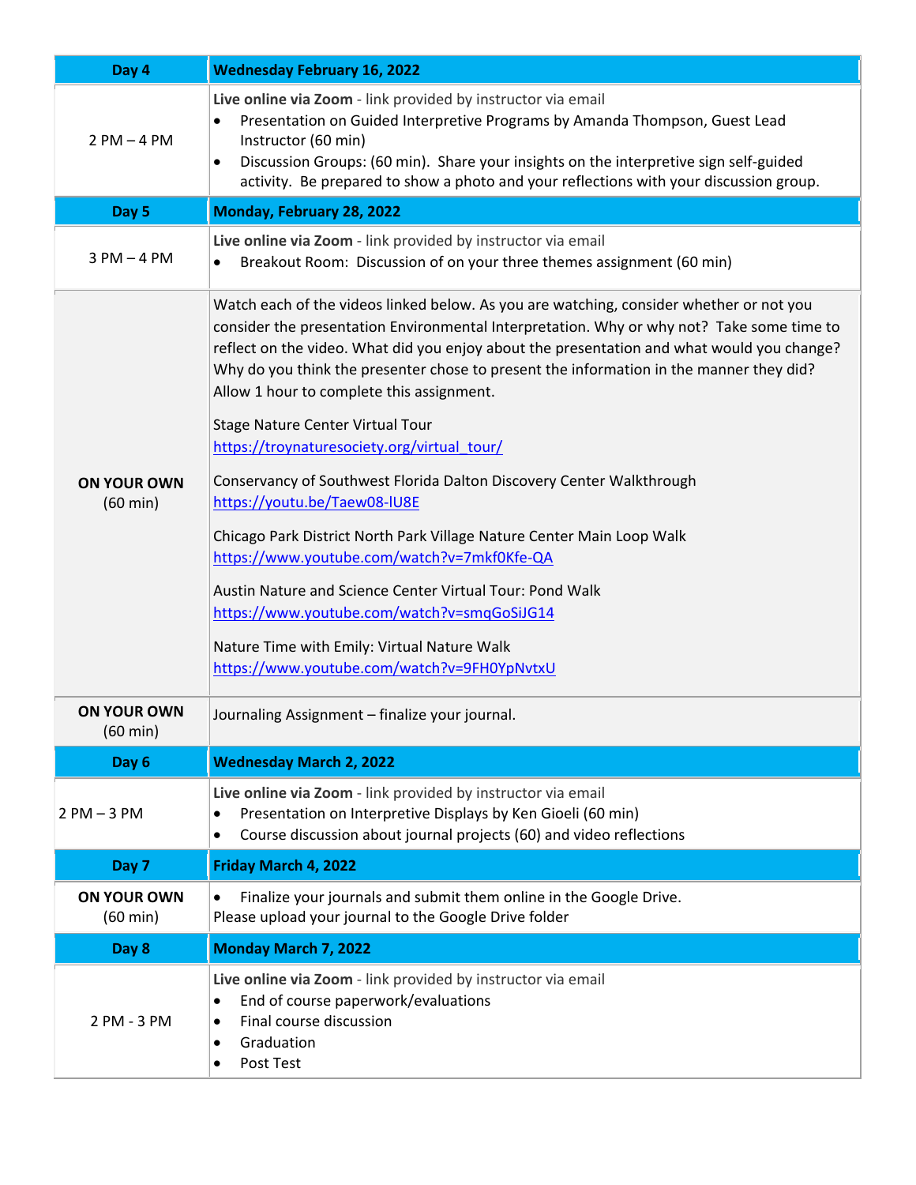| Day 4 | Wednesday February 16, 2022 |
|---|---|
| 2 PM – 4 PM | **Live online via Zoom** - link provided by instructor via email<br>• Presentation on Guided Interpretive Programs by Amanda Thompson, Guest Lead Instructor (60 min)<br>• Discussion Groups: (60 min). Share your insights on the interpretive sign self-guided activity. Be prepared to show a photo and your reflections with your discussion group. |
| **Day 5** | **Monday, February 28, 2022** |
| 3 PM – 4 PM | **Live online via Zoom** - link provided by instructor via email<br>• Breakout Room: Discussion of on your three themes assignment (60 min) |
| **ON YOUR OWN** (60 min) | Watch each of the videos linked below. As you are watching, consider whether or not you consider the presentation Environmental Interpretation. Why or why not? Take some time to reflect on the video. What did you enjoy about the presentation and what would you change? Why do you think the presenter chose to present the information in the manner they did? Allow 1 hour to complete this assignment.<br><br>Stage Nature Center Virtual Tour<br>https://troynaturesociety.org/virtual_tour/<br><br>Conservancy of Southwest Florida Dalton Discovery Center Walkthrough<br>https://youtu.be/Taew08-lU8E<br><br>Chicago Park District North Park Village Nature Center Main Loop Walk<br>https://www.youtube.com/watch?v=7mkf0Kfe-QA<br><br>Austin Nature and Science Center Virtual Tour: Pond Walk<br>https://www.youtube.com/watch?v=smqGoSiJG14<br><br>Nature Time with Emily: Virtual Nature Walk<br>https://www.youtube.com/watch?v=9FH0YpNvtxU |
| **ON YOUR OWN** (60 min) | Journaling Assignment – finalize your journal. |
| **Day 6** | **Wednesday March 2, 2022** |
| 2 PM – 3 PM | **Live online via Zoom** - link provided by instructor via email<br>• Presentation on Interpretive Displays by Ken Gioeli (60 min)<br>• Course discussion about journal projects (60) and video reflections |
| **Day 7** | **Friday March 4, 2022** |
| **ON YOUR OWN** (60 min) | • Finalize your journals and submit them online in the Google Drive.<br>Please upload your journal to the Google Drive folder |
| **Day 8** | **Monday March 7, 2022** |
| 2 PM - 3 PM | **Live online via Zoom** - link provided by instructor via email<br>• End of course paperwork/evaluations<br>• Final course discussion<br>• Graduation<br>• Post Test |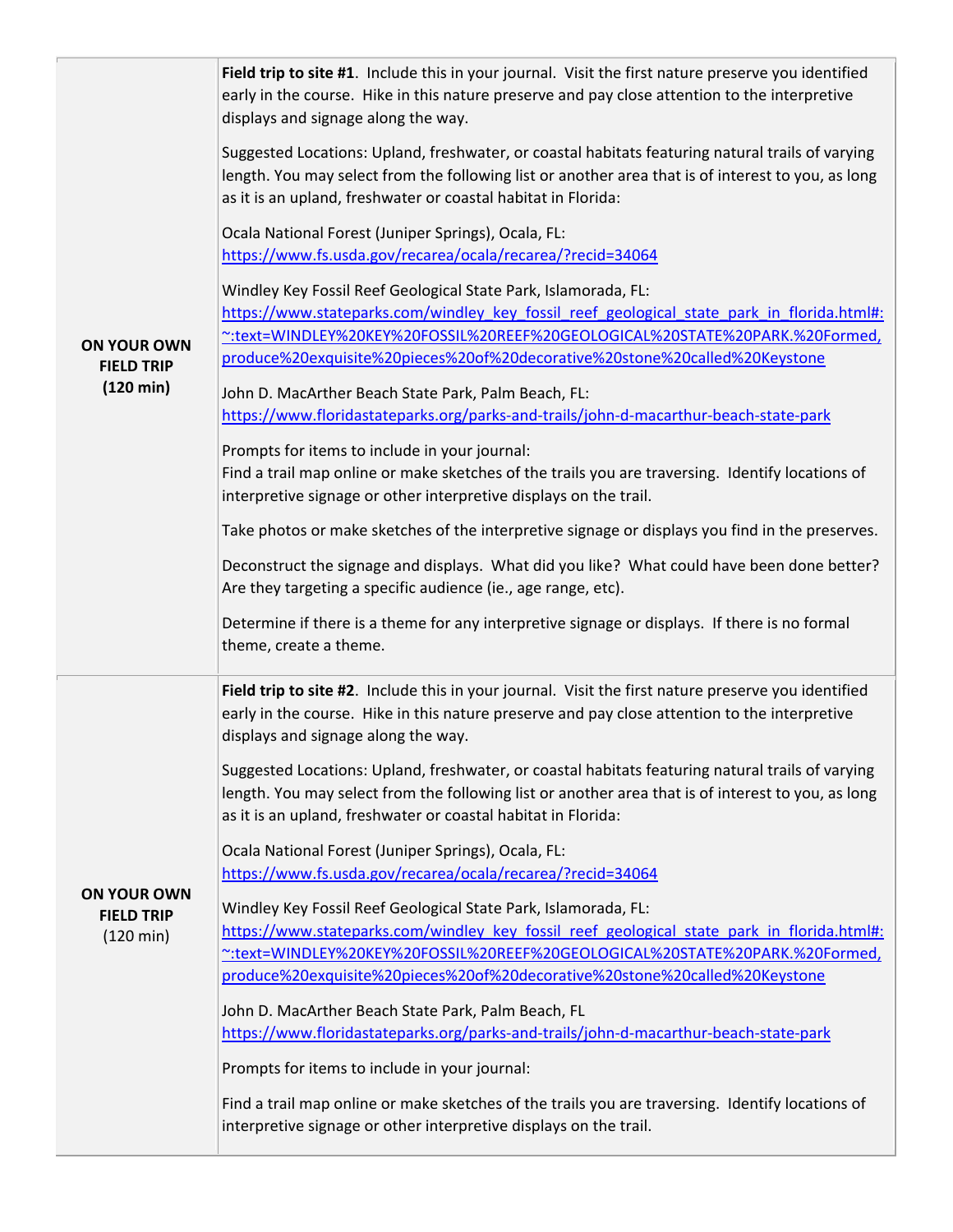| | |
|---|---|
| **ON YOUR OWN FIELD TRIP (120 min)** | **Field trip to site #1**. Include this in your journal. Visit the first nature preserve you identified early in the course. Hike in this nature preserve and pay close attention to the interpretive displays and signage along the way.<br><br>Suggested Locations: Upland, freshwater, or coastal habitats featuring natural trails of varying length. You may select from the following list or another area that is of interest to you, as long as it is an upland, freshwater or coastal habitat in Florida:<br><br>Ocala National Forest (Juniper Springs), Ocala, FL: https://www.fs.usda.gov/recarea/ocala/recarea/?recid=34064<br><br>Windley Key Fossil Reef Geological State Park, Islamorada, FL: https://www.stateparks.com/windley_key_fossil_reef_geological_state_park_in_florida.html#:~:text=WINDLEY%20KEY%20FOSSIL%20REEF%20GEOLOGICAL%20STATE%20PARK.%20Formed,produce%20exquisite%20pieces%20of%20decorative%20stone%20called%20Keystone<br><br>John D. MacArther Beach State Park, Palm Beach, FL: https://www.floridastateparks.org/parks-and-trails/john-d-macarthur-beach-state-park<br><br>Prompts for items to include in your journal:<br>Find a trail map online or make sketches of the trails you are traversing. Identify locations of interpretive signage or other interpretive displays on the trail.<br><br>Take photos or make sketches of the interpretive signage or displays you find in the preserves.<br><br>Deconstruct the signage and displays. What did you like? What could have been done better? Are they targeting a specific audience (ie., age range, etc).<br><br>Determine if there is a theme for any interpretive signage or displays. If there is no formal theme, create a theme. |
| **ON YOUR OWN FIELD TRIP** (120 min) | **Field trip to site #2**. Include this in your journal. Visit the first nature preserve you identified early in the course. Hike in this nature preserve and pay close attention to the interpretive displays and signage along the way.<br><br>Suggested Locations: Upland, freshwater, or coastal habitats featuring natural trails of varying length. You may select from the following list or another area that is of interest to you, as long as it is an upland, freshwater or coastal habitat in Florida:<br><br>Ocala National Forest (Juniper Springs), Ocala, FL: https://www.fs.usda.gov/recarea/ocala/recarea/?recid=34064<br><br>Windley Key Fossil Reef Geological State Park, Islamorada, FL: https://www.stateparks.com/windley_key_fossil_reef_geological_state_park_in_florida.html#:~:text=WINDLEY%20KEY%20FOSSIL%20REEF%20GEOLOGICAL%20STATE%20PARK.%20Formed,produce%20exquisite%20pieces%20of%20decorative%20stone%20called%20Keystone<br><br>John D. MacArther Beach State Park, Palm Beach, FL https://www.floridastateparks.org/parks-and-trails/john-d-macarthur-beach-state-park<br><br>Prompts for items to include in your journal:<br><br>Find a trail map online or make sketches of the trails you are traversing. Identify locations of interpretive signage or other interpretive displays on the trail. |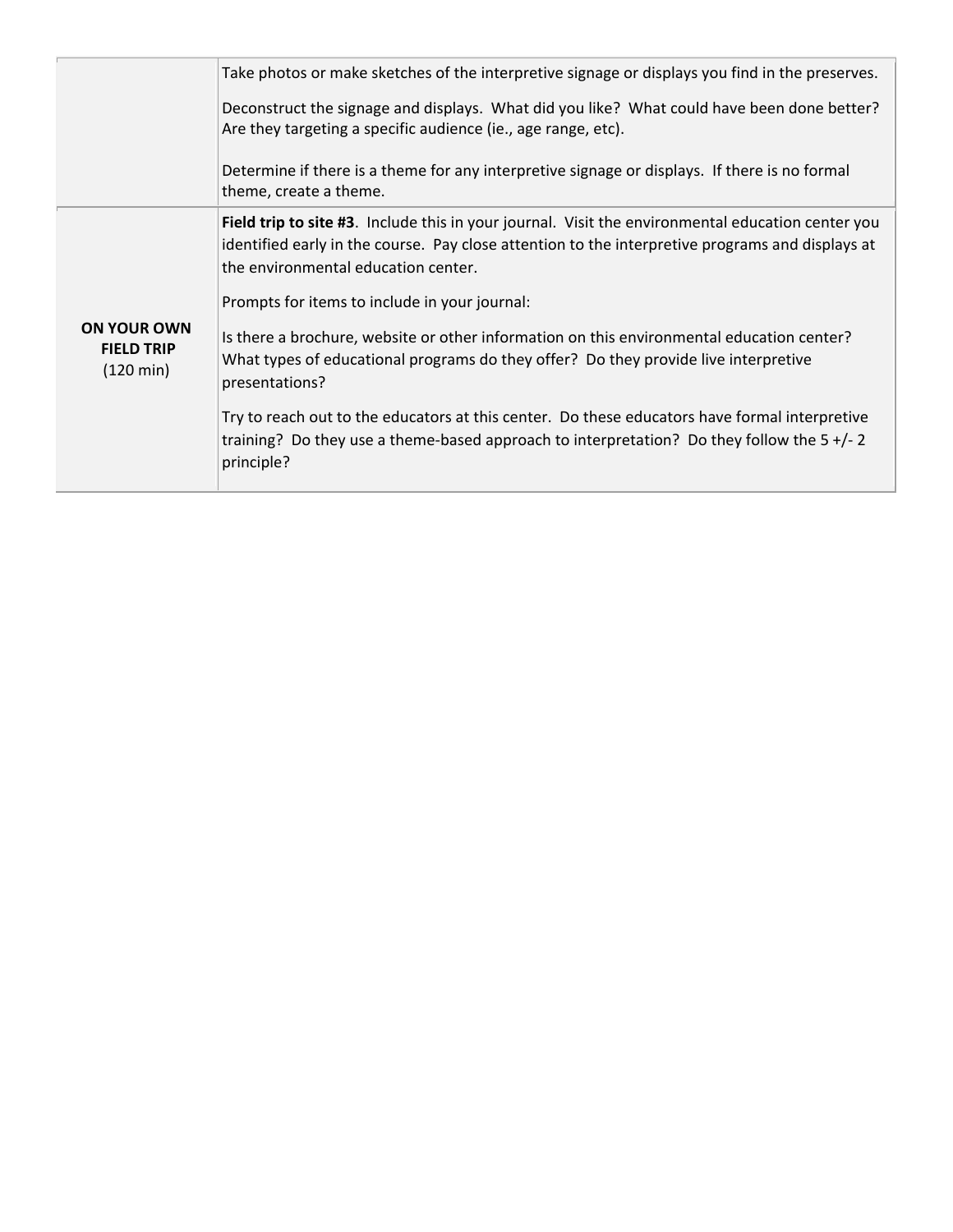| | |
|---|---|
| | Take photos or make sketches of the interpretive signage or displays you find in the preserves.<br><br>Deconstruct the signage and displays. What did you like? What could have been done better? Are they targeting a specific audience (ie., age range, etc).<br><br>Determine if there is a theme for any interpretive signage or displays. If there is no formal theme, create a theme. |
| **ON YOUR OWN FIELD TRIP** (120 min) | **Field trip to site #3**. Include this in your journal. Visit the environmental education center you identified early in the course. Pay close attention to the interpretive programs and displays at the environmental education center.<br><br>Prompts for items to include in your journal:<br><br>Is there a brochure, website or other information on this environmental education center? What types of educational programs do they offer? Do they provide live interpretive presentations?<br><br>Try to reach out to the educators at this center. Do these educators have formal interpretive training? Do they use a theme-based approach to interpretation? Do they follow the 5 +/- 2 principle? |